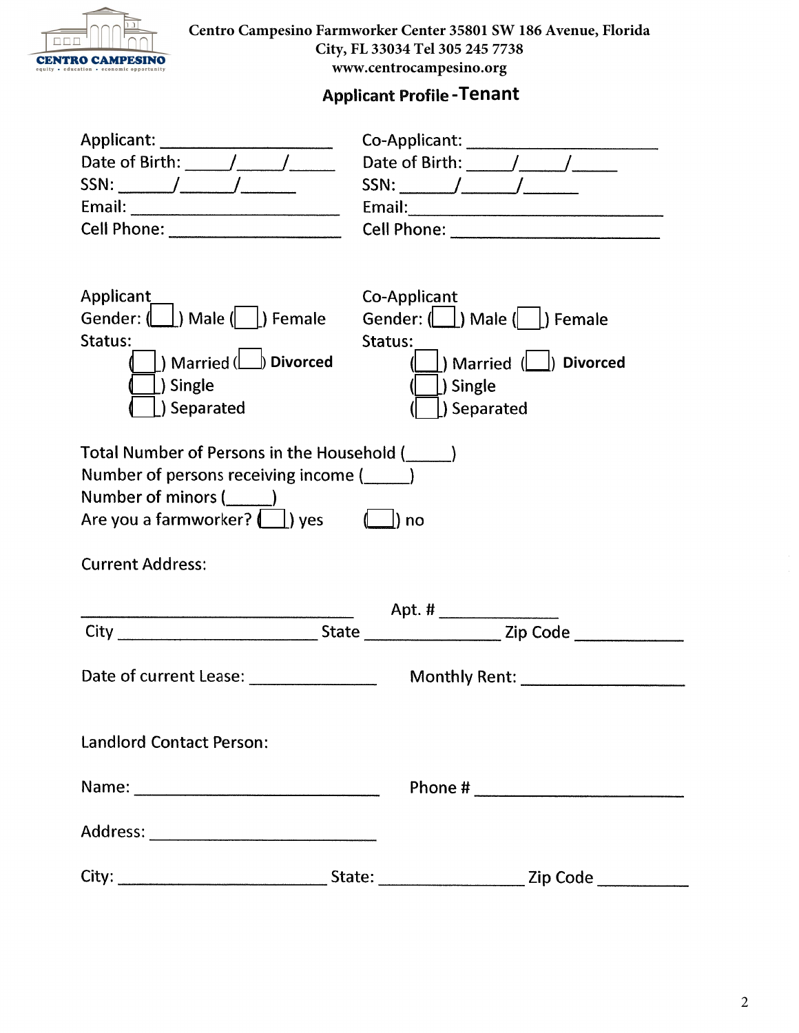**CENTRO CAMPESINO**
equity • education • economic opportunity

**Centro Campesino Farmworker Center 35801 SW 186 Avenue, Florida City, FL 33034 Tel 305 245 7738**
**www.centrocampesino.org**

## Applicant Profile - Tenant

Applicant: ____________________
Date of Birth: _____/_____/_____
SSN: ______/______/______
Email: ________________________
Cell Phone: ____________________

Co-Applicant: ____________________
Date of Birth: _____/_____/_____
SSN: ______/______/______
Email: ________________________
Cell Phone: ____________________

Applicant
Gender: (☐) Male (☐) Female
Status:
(☐) Married (☐) **Divorced**
(☐) Single
(☐) Separated

Co-Applicant
Gender: (☐) Male (☐) Female
Status:
(☐) Married (☐) **Divorced**
(☐) Single
(☐) Separated

Total Number of Persons in the Household (_____)
Number of persons receiving income (_____)
Number of minors (_____)
Are you a farmworker? (☐) yes (☐) no

Current Address:

______________________________ Apt. # ____________
City ______________________ State ______________ Zip Code ___________

Date of current Lease: ______________ Monthly Rent: __________________

Landlord Contact Person:

Name: ________________________ Phone # ____________________

Address: ________________________

City: ______________________ State: ______________ Zip Code __________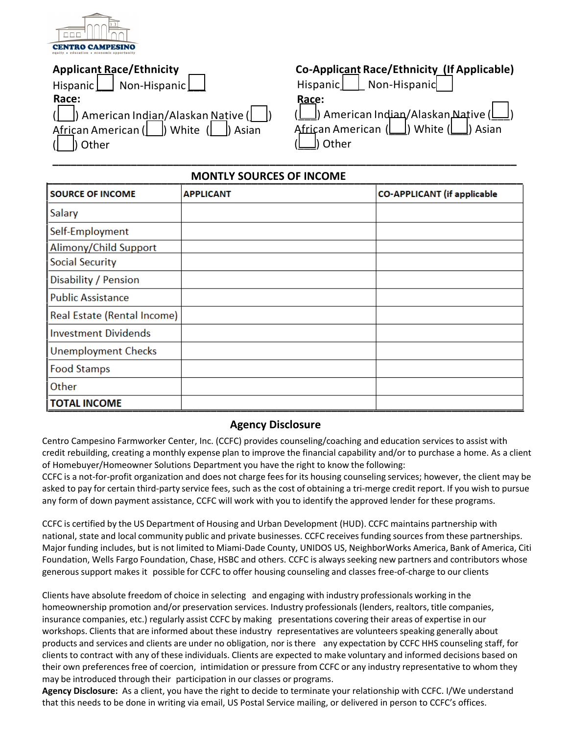CENTRO CAMPESINO

equity • education • economic opportunity

**Applicant Race/Ethnicity**

Hispanic ___ Non-Hispanic ___

**Race:**

(___) American Indian/Alaskan Native (___) African American (___) White (___) Asian (___) Other

**Co-Applicant Race/Ethnicity (If Applicable)**

Hispanic ___ Non-Hispanic ___

**Race:**

(___) American Indian/Alaskan Native (___) African American (___) White (___) Asian (___) Other

## MONTLY SOURCES OF INCOME

| SOURCE OF INCOME | APPLICANT | CO-APPLICANT (if applicable |
|---|---|---|
| Salary | | |
| Self-Employment | | |
| Alimony/Child Support | | |
| Social Security | | |
| Disability / Pension | | |
| Public Assistance | | |
| Real Estate (Rental Income) | | |
| Investment Dividends | | |
| Unemployment Checks | | |
| Food Stamps | | |
| Other | | |
| **TOTAL INCOME** | | |

## Agency Disclosure

Centro Campesino Farmworker Center, Inc. (CCFC) provides counseling/coaching and education services to assist with credit rebuilding, creating a monthly expense plan to improve the financial capability and/or to purchase a home. As a client of Homebuyer/Homeowner Solutions Department you have the right to know the following:
CCFC is a not-for-profit organization and does not charge fees for its housing counseling services; however, the client may be asked to pay for certain third-party service fees, such as the cost of obtaining a tri-merge credit report. If you wish to pursue any form of down payment assistance, CCFC will work with you to identify the approved lender for these programs.

CCFC is certified by the US Department of Housing and Urban Development (HUD). CCFC maintains partnership with national, state and local community public and private businesses. CCFC receives funding sources from these partnerships. Major funding includes, but is not limited to Miami-Dade County, UNIDOS US, NeighborWorks America, Bank of America, Citi Foundation, Wells Fargo Foundation, Chase, HSBC and others. CCFC is always seeking new partners and contributors whose generous support makes it possible for CCFC to offer housing counseling and classes free-of-charge to our clients

Clients have absolute freedom of choice in selecting and engaging with industry professionals working in the homeownership promotion and/or preservation services. Industry professionals (lenders, realtors, title companies, insurance companies, etc.) regularly assist CCFC by making presentations covering their areas of expertise in our workshops. Clients that are informed about these industry representatives are volunteers speaking generally about products and services and clients are under no obligation, nor is there any expectation by CCFC HHS counseling staff, for clients to contract with any of these individuals. Clients are expected to make voluntary and informed decisions based on their own preferences free of coercion, intimidation or pressure from CCFC or any industry representative to whom they may be introduced through their participation in our classes or programs.
**Agency Disclosure:** As a client, you have the right to decide to terminate your relationship with CCFC. I/We understand that this needs to be done in writing via email, US Postal Service mailing, or delivered in person to CCFC's offices.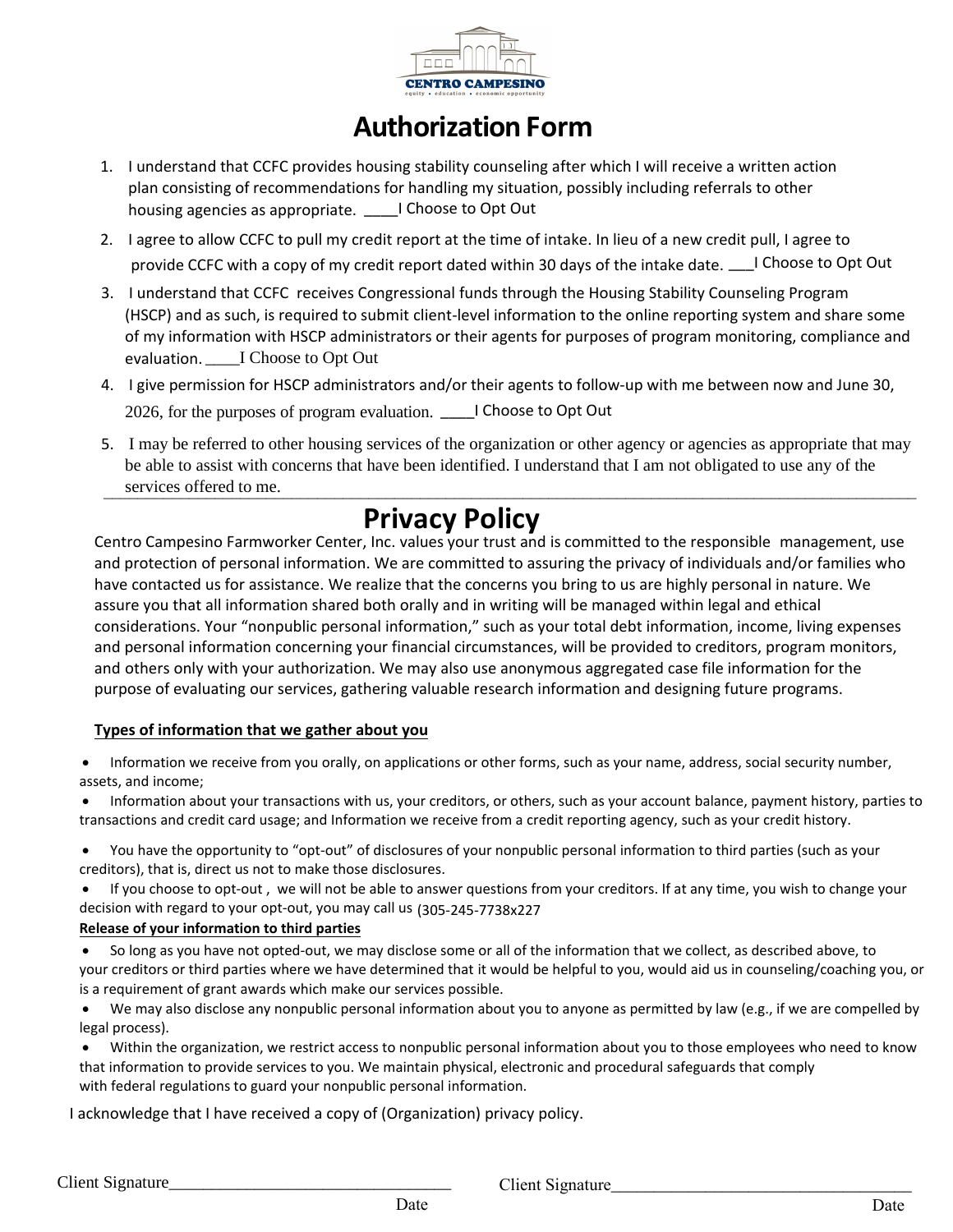CENTRO CAMPESINO
equity • education • economic opportunity

# Authorization Form

1. I understand that CCFC provides housing stability counseling after which I will receive a written action plan consisting of recommendations for handling my situation, possibly including referrals to other housing agencies as appropriate. ____I Choose to Opt Out
2. I agree to allow CCFC to pull my credit report at the time of intake. In lieu of a new credit pull, I agree to provide CCFC with a copy of my credit report dated within 30 days of the intake date. ___I Choose to Opt Out
3. I understand that CCFC receives Congressional funds through the Housing Stability Counseling Program (HSCP) and as such, is required to submit client-level information to the online reporting system and share some of my information with HSCP administrators or their agents for purposes of program monitoring, compliance and evaluation. ____I Choose to Opt Out
4. I give permission for HSCP administrators and/or their agents to follow-up with me between now and June 30, 2026, for the purposes of program evaluation. ____I Choose to Opt Out
5. I may be referred to other housing services of the organization or other agency or agencies as appropriate that may be able to assist with concerns that have been identified. I understand that I am not obligated to use any of the services offered to me.

---

# Privacy Policy

Centro Campesino Farmworker Center, Inc. values your trust and is committed to the responsible management, use and protection of personal information. We are committed to assuring the privacy of individuals and/or families who have contacted us for assistance. We realize that the concerns you bring to us are highly personal in nature. We assure you that all information shared both orally and in writing will be managed within legal and ethical considerations. Your "nonpublic personal information," such as your total debt information, income, living expenses and personal information concerning your financial circumstances, will be provided to creditors, program monitors, and others only with your authorization. We may also use anonymous aggregated case file information for the purpose of evaluating our services, gathering valuable research information and designing future programs.

**Types of information that we gather about you**

- Information we receive from you orally, on applications or other forms, such as your name, address, social security number, assets, and income;
- Information about your transactions with us, your creditors, or others, such as your account balance, payment history, parties to transactions and credit card usage; and Information we receive from a credit reporting agency, such as your credit history.
- You have the opportunity to "opt-out" of disclosures of your nonpublic personal information to third parties (such as your creditors), that is, direct us not to make those disclosures.
- If you choose to opt-out , we will not be able to answer questions from your creditors. If at any time, you wish to change your decision with regard to your opt-out, you may call us (305-245-7738x227

**Release of your information to third parties**

- So long as you have not opted-out, we may disclose some or all of the information that we collect, as described above, to your creditors or third parties where we have determined that it would be helpful to you, would aid us in counseling/coaching you, or is a requirement of grant awards which make our services possible.
- We may also disclose any nonpublic personal information about you to anyone as permitted by law (e.g., if we are compelled by legal process).
- Within the organization, we restrict access to nonpublic personal information about you to those employees who need to know that information to provide services to you. We maintain physical, electronic and procedural safeguards that comply with federal regulations to guard your nonpublic personal information.

I acknowledge that I have received a copy of (Organization) privacy policy.

Client Signature________________________________ Date

Client Signature__________________________________ Date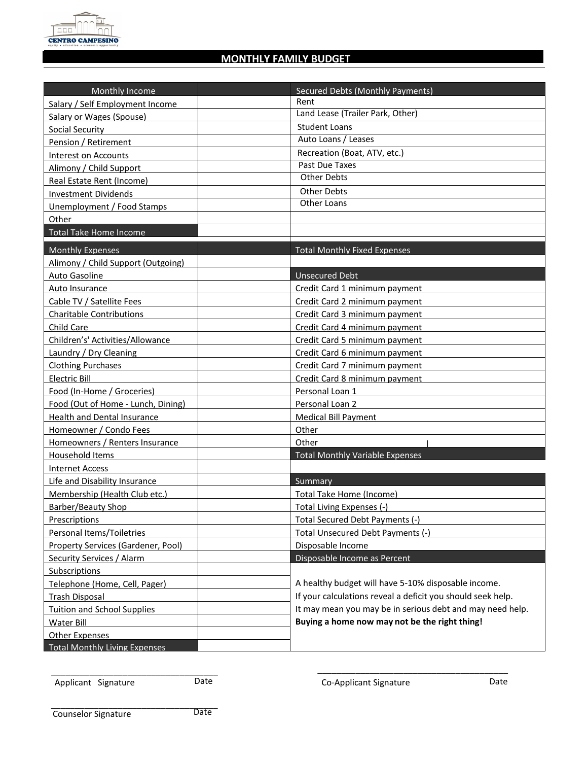CENTRO CAMPESINO

equity • education • economic opportunity

# MONTHLY FAMILY BUDGET

| Monthly Income | | Secured Debts (Monthly Payments) | |
|---|---|---|---|
| Salary / Self Employment Income | | Rent | |
| Salary or Wages (Spouse) | | Land Lease (Trailer Park, Other) | |
| Social Security | | Student Loans | |
| Pension / Retirement | | Auto Loans / Leases | |
| Interest on Accounts | | Recreation (Boat, ATV, etc.) | |
| Alimony / Child Support | | Past Due Taxes | |
| Real Estate Rent (Income) | | Other Debts | |
| Investment Dividends | | Other Debts | |
| Unemployment / Food Stamps | | Other Loans | |
| Other | | | |
| Total Take Home Income | | | |
| Monthly Expenses | | Total Monthly Fixed Expenses | |
| Alimony / Child Support (Outgoing) | | | |
| Auto Gasoline | | Unsecured Debt | |
| Auto Insurance | | Credit Card 1 minimum payment | |
| Cable TV / Satellite Fees | | Credit Card 2 minimum payment | |
| Charitable Contributions | | Credit Card 3 minimum payment | |
| Child Care | | Credit Card 4 minimum payment | |
| Children's' Activities/Allowance | | Credit Card 5 minimum payment | |
| Laundry / Dry Cleaning | | Credit Card 6 minimum payment | |
| Clothing Purchases | | Credit Card 7 minimum payment | |
| Electric Bill | | Credit Card 8 minimum payment | |
| Food (In-Home / Groceries) | | Personal Loan 1 | |
| Food (Out of Home - Lunch, Dining) | | Personal Loan 2 | |
| Health and Dental Insurance | | Medical Bill Payment | |
| Homeowner / Condo Fees | | Other | |
| Homeowners / Renters Insurance | | Other | |
| Household Items | | Total Monthly Variable Expenses | |
| Internet Access | | | |
| Life and Disability Insurance | | Summary | |
| Membership (Health Club etc.) | | Total Take Home (Income) | |
| Barber/Beauty Shop | | Total Living Expenses (-) | |
| Prescriptions | | Total Secured Debt Payments (-) | |
| Personal Items/Toiletries | | Total Unsecured Debt Payments (-) | |
| Property Services (Gardener, Pool) | | Disposable Income | |
| Security Services / Alarm | | Disposable Income as Percent | |
| Subscriptions | | | |
| Telephone (Home, Cell, Pager) | | A healthy budget will have 5-10% disposable income. | |
| Trash Disposal | | If your calculations reveal a deficit you should seek help. | |
| Tuition and School Supplies | | It may mean you may be in serious debt and may need help. | |
| Water Bill | | **Buying a home now may not be the right thing!** | |
| Other Expenses | | | |
| Total Monthly Living Expenses | | | |

_________________________________ Applicant Signature Date

_________________________________ Co-Applicant Signature Date

_________________________________ Counselor Signature Date